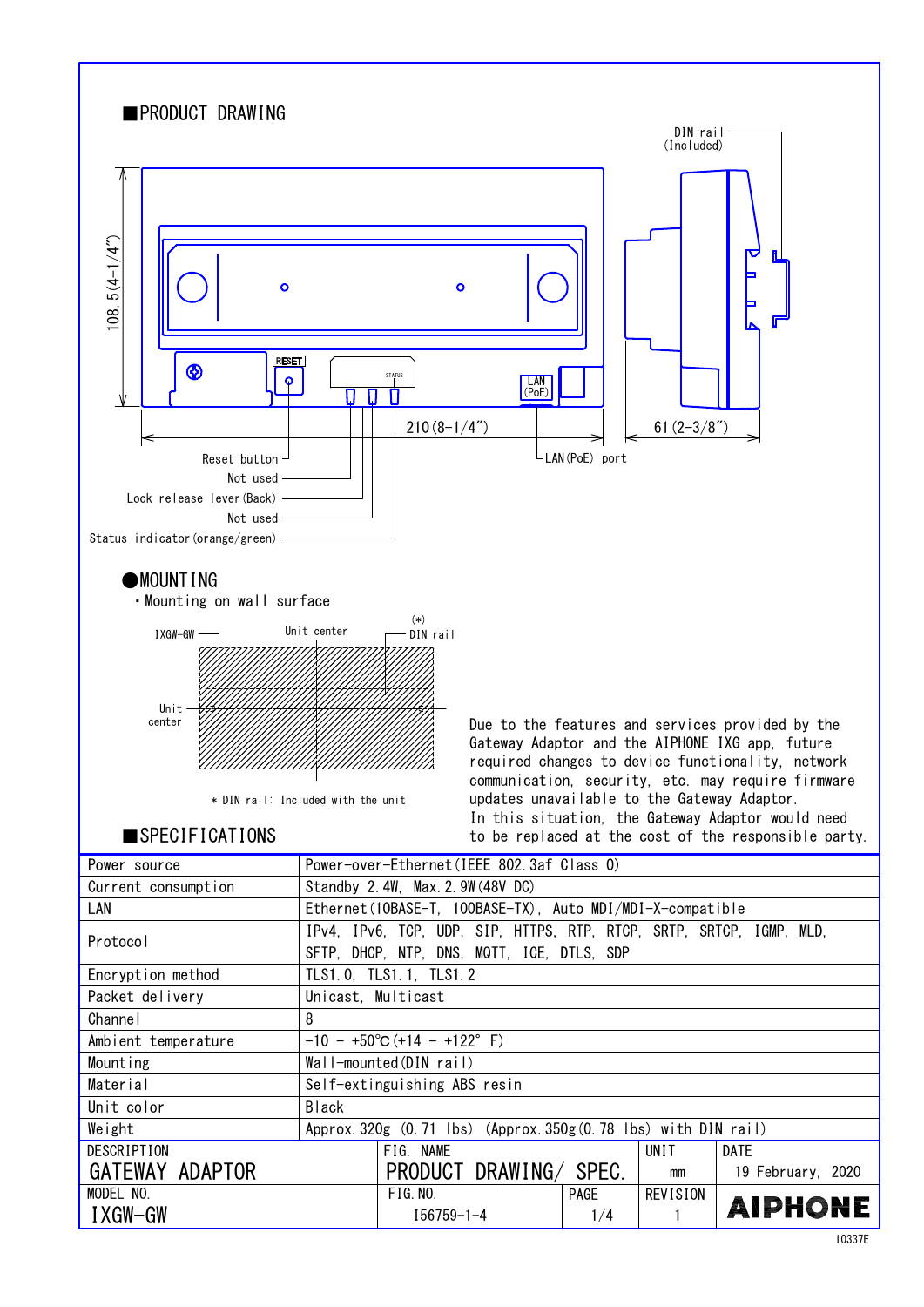## ■PRODUCT DRAWING

DIN rail (Included)

108.5(4-1/4")

210(8-1/4")

61(2-3/8")

RESET

STATUS

LAN (PoE)

Reset button

Not used

Lock release lever(Back)

Not used

Status indicator(orange/green)

LAN(PoE) port

### ●MOUNTING

・Mounting on wall surface

IXGW-GW

Unit center

(*) DIN rail

Unit center

* DIN rail: Included with the unit

Due to the features and services provided by the Gateway Adaptor and the AIPHONE IXG app, future required changes to device functionality, network communication, security, etc. may require firmware updates unavailable to the Gateway Adaptor. In this situation, the Gateway Adaptor would need to be replaced at the cost of the responsible party.

## ■SPECIFICATIONS

| | |
|---|---|
| Power source | Power-over-Ethernet(IEEE 802.3af Class 0) |
| Current consumption | Standby 2.4W, Max.2.9W(48V DC) |
| LAN | Ethernet(10BASE-T, 100BASE-TX), Auto MDI/MDI-X-compatible |
| Protocol | IPv4, IPv6, TCP, UDP, SIP, HTTPS, RTP, RTCP, SRTP, SRTCP, IGMP, MLD, SFTP, DHCP, NTP, DNS, MQTT, ICE, DTLS, SDP |
| Encryption method | TLS1.0, TLS1.1, TLS1.2 |
| Packet delivery | Unicast, Multicast |
| Channel | 8 |
| Ambient temperature | -10 - +50℃(+14 - +122° F) |
| Mounting | Wall-mounted(DIN rail) |
| Material | Self-extinguishing ABS resin |
| Unit color | Black |
| Weight | Approx.320g (0.71 lbs) (Approx.350g(0.78 lbs) with DIN rail) |

| DESCRIPTION | FIG. NAME | | UNIT | DATE |
|---|---|---|---|---|
| GATEWAY ADAPTOR | PRODUCT DRAWING/ SPEC. | | mm | 19 February, 2020 |
| MODEL NO. | FIG.NO. | PAGE | REVISION | |
| IXGW-GW | I56759-1-4 | 1/4 | 1 | AIPHONE |

10337E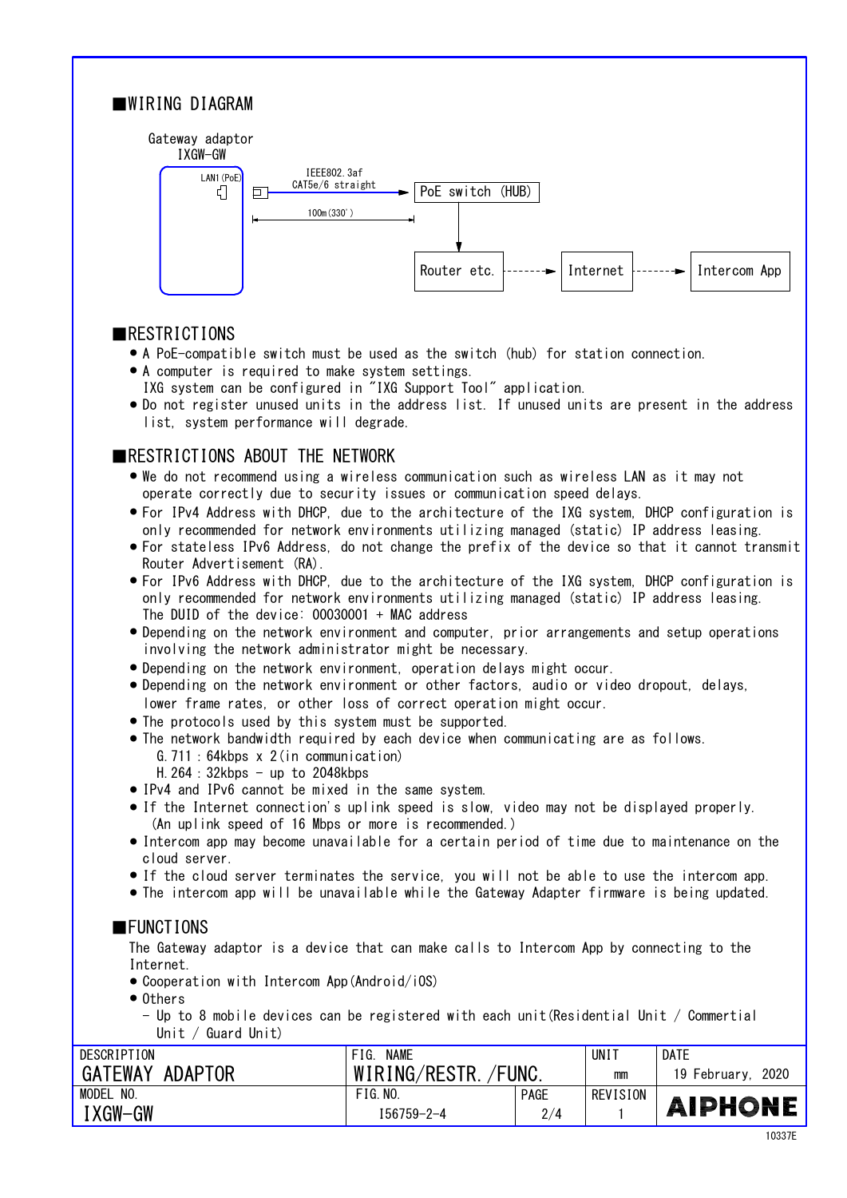## ■WIRING DIAGRAM

Gateway adaptor
IXGW-GW

LAN1 (PoE)

IEEE802.3af
CAT5e/6 straight

100m (330')

PoE switch (HUB)

Router etc. → Internet → Intercom App

## ■RESTRICTIONS

- A PoE-compatible switch must be used as the switch (hub) for station connection.
- A computer is required to make system settings.
  IXG system can be configured in "IXG Support Tool" application.
- Do not register unused units in the address list. If unused units are present in the address list, system performance will degrade.

## ■RESTRICTIONS ABOUT THE NETWORK

- We do not recommend using a wireless communication such as wireless LAN as it may not operate correctly due to security issues or communication speed delays.
- For IPv4 Address with DHCP, due to the architecture of the IXG system, DHCP configuration is only recommended for network environments utilizing managed (static) IP address leasing.
- For stateless IPv6 Address, do not change the prefix of the device so that it cannot transmit Router Advertisement (RA).
- For IPv6 Address with DHCP, due to the architecture of the IXG system, DHCP configuration is only recommended for network environments utilizing managed (static) IP address leasing.
  The DUID of the device: 00030001 + MAC address
- Depending on the network environment and computer, prior arrangements and setup operations involving the network administrator might be necessary.
- Depending on the network environment, operation delays might occur.
- Depending on the network environment or other factors, audio or video dropout, delays, lower frame rates, or other loss of correct operation might occur.
- The protocols used by this system must be supported.
- The network bandwidth required by each device when communicating are as follows.
  G.711 : 64kbps x 2(in communication)
  H.264 : 32kbps - up to 2048kbps
- IPv4 and IPv6 cannot be mixed in the same system.
- If the Internet connection's uplink speed is slow, video may not be displayed properly.
  (An uplink speed of 16 Mbps or more is recommended.)
- Intercom app may become unavailable for a certain period of time due to maintenance on the cloud server.
- If the cloud server terminates the service, you will not be able to use the intercom app.
- The intercom app will be unavailable while the Gateway Adapter firmware is being updated.

## ■FUNCTIONS

The Gateway adaptor is a device that can make calls to Intercom App by connecting to the Internet.

- Cooperation with Intercom App(Android/iOS)
- Others
  - Up to 8 mobile devices can be registered with each unit(Residential Unit / Commercial Unit / Guard Unit)

| DESCRIPTION | FIG. NAME | | UNIT | DATE |
|---|---|---|---|---|
| GATEWAY ADAPTOR | WIRING/RESTR./FUNC. | | mm | 19 February, 2020 |
| MODEL NO. | FIG.NO. | PAGE | REVISION | AIPHONE |
| IXGW-GW | I56759-2-4 | 2/4 | 1 | |

10337E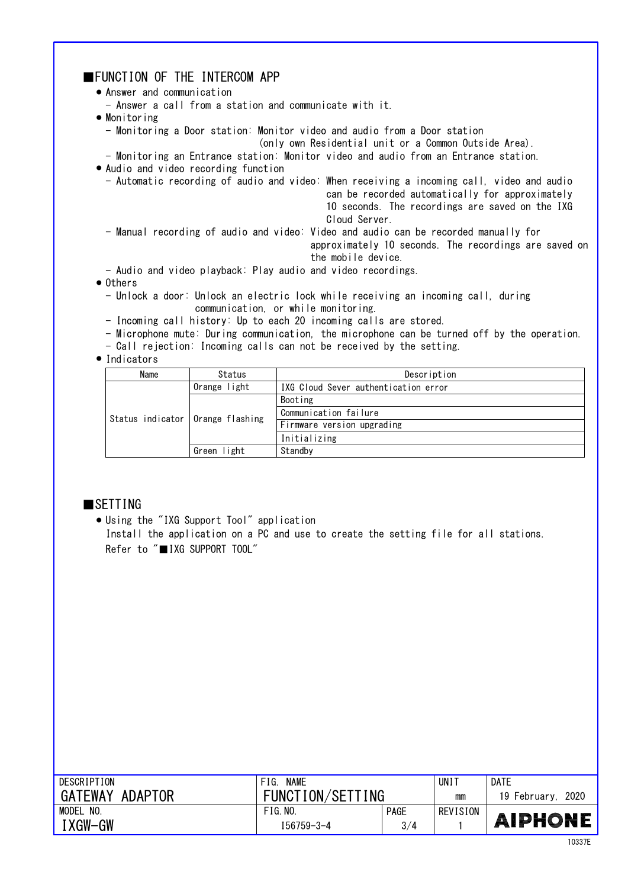## ■FUNCTION OF THE INTERCOM APP

- Answer and communication
  - Answer a call from a station and communicate with it.
- Monitoring
  - Monitoring a Door station: Monitor video and audio from a Door station (only own Residential unit or a Common Outside Area).
  - Monitoring an Entrance station: Monitor video and audio from an Entrance station.
- Audio and video recording function
  - Automatic recording of audio and video: When receiving a incoming call, video and audio can be recorded automatically for approximately 10 seconds. The recordings are saved on the IXG Cloud Server.
  - Manual recording of audio and video: Video and audio can be recorded manually for approximately 10 seconds. The recordings are saved on the mobile device.
  - Audio and video playback: Play audio and video recordings.
- Others
  - Unlock a door: Unlock an electric lock while receiving an incoming call, during communication, or while monitoring.
  - Incoming call history: Up to each 20 incoming calls are stored.
  - Microphone mute: During communication, the microphone can be turned off by the operation.
  - Call rejection: Incoming calls can not be received by the setting.
- Indicators

| Name | Status | Description |
|---|---|---|
| Status indicator | Orange light | IXG Cloud Sever authentication error |
| | Orange flashing | Booting |
| | | Communication failure |
| | | Firmware version upgrading |
| | | Initializing |
| | Green light | Standby |

## ■SETTING

- Using the "IXG Support Tool" application
  Install the application on a PC and use to create the setting file for all stations.
  Refer to "■IXG SUPPORT TOOL"

| DESCRIPTION | FIG. NAME | | UNIT | DATE |
|---|---|---|---|---|
| GATEWAY ADAPTOR | FUNCTION/SETTING | | mm | 19 February, 2020 |
| MODEL NO. | FIG.NO. | PAGE | REVISION | |
| IXGW-GW | I56759-3-4 | 3/4 | 1 | AIPHONE |

10337E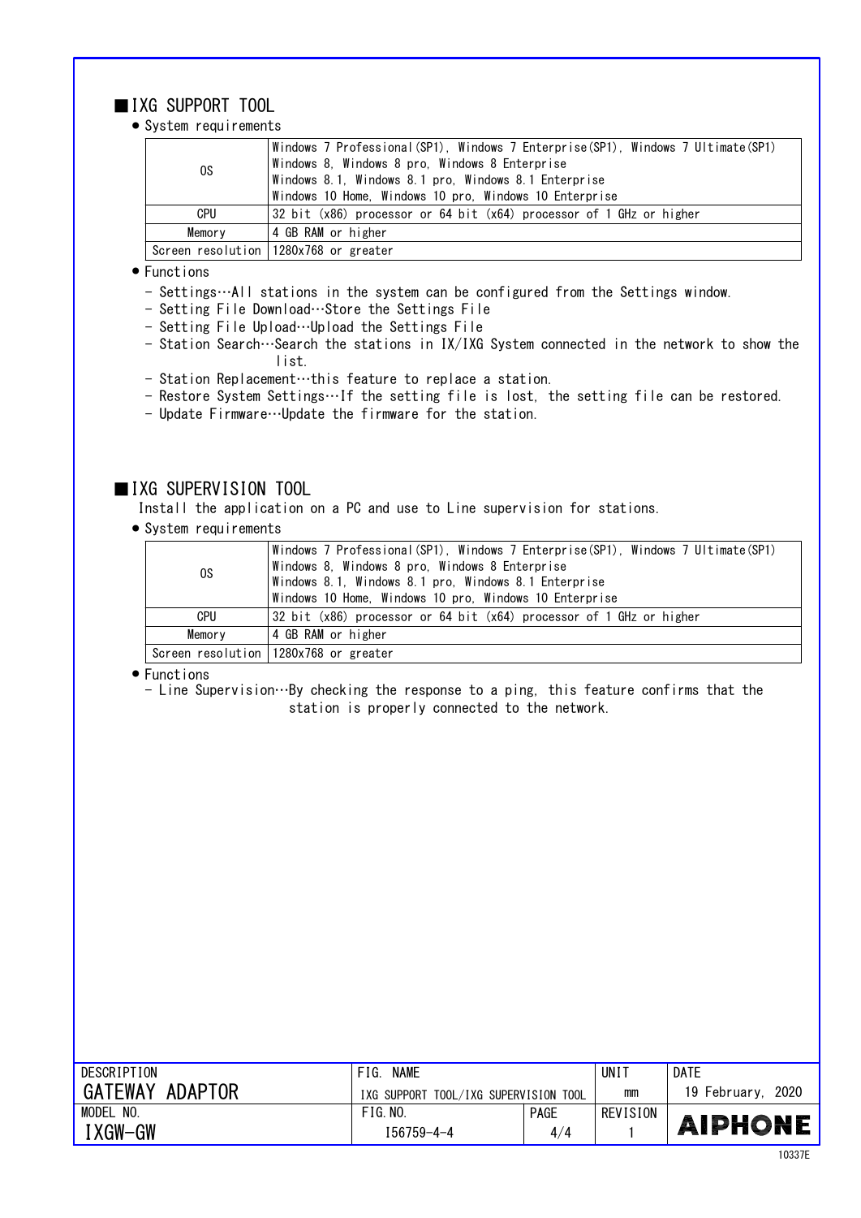## ■IXG SUPPORT TOOL

- System requirements

| | |
|---|---|
| OS | Windows 7 Professional(SP1), Windows 7 Enterprise(SP1), Windows 7 Ultimate(SP1)<br>Windows 8, Windows 8 pro, Windows 8 Enterprise<br>Windows 8.1, Windows 8.1 pro, Windows 8.1 Enterprise<br>Windows 10 Home, Windows 10 pro, Windows 10 Enterprise |
| CPU | 32 bit (x86) processor or 64 bit (x64) processor of 1 GHz or higher |
| Memory | 4 GB RAM or higher |
| Screen resolution | 1280x768 or greater |

- Functions
  - Settings…All stations in the system can be configured from the Settings window.
  - Setting File Download…Store the Settings File
  - Setting File Upload…Upload the Settings File
  - Station Search…Search the stations in IX/IXG System connected in the network to show the list.
  - Station Replacement…this feature to replace a station.
  - Restore System Settings…If the setting file is lost, the setting file can be restored.
  - Update Firmware…Update the firmware for the station.

## ■IXG SUPERVISION TOOL

Install the application on a PC and use to Line supervision for stations.

- System requirements

| | |
|---|---|
| OS | Windows 7 Professional(SP1), Windows 7 Enterprise(SP1), Windows 7 Ultimate(SP1)<br>Windows 8, Windows 8 pro, Windows 8 Enterprise<br>Windows 8.1, Windows 8.1 pro, Windows 8.1 Enterprise<br>Windows 10 Home, Windows 10 pro, Windows 10 Enterprise |
| CPU | 32 bit (x86) processor or 64 bit (x64) processor of 1 GHz or higher |
| Memory | 4 GB RAM or higher |
| Screen resolution | 1280x768 or greater |

- Functions
  - Line Supervision…By checking the response to a ping, this feature confirms that the station is properly connected to the network.

| DESCRIPTION | FIG. NAME | | UNIT | DATE |
|---|---|---|---|---|
| GATEWAY ADAPTOR | IXG SUPPORT TOOL/IXG SUPERVISION TOOL | | mm | 19 February, 2020 |
| MODEL NO. | FIG.NO. | PAGE | REVISION | AIPHONE |
| IXGW-GW | I56759-4-4 | 4/4 | 1 | |

10337E